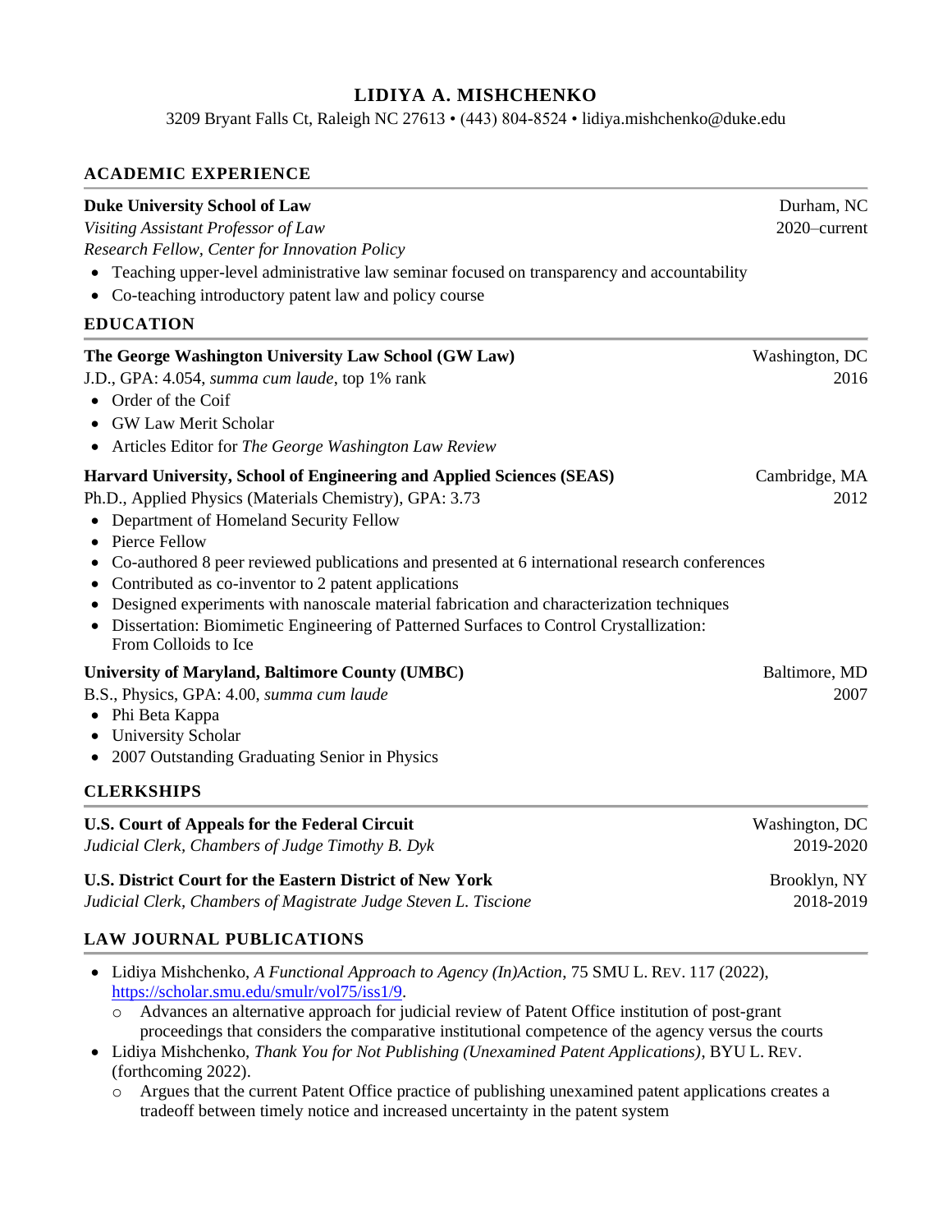# LIDIYA A. MISHCHENKO

3209 Bryant Falls Ct, Raleigh NC 27613 • (443) 804-8524 • lidiya.mishchenko@duke.edu

## ACADEMIC EXPERIENCE

**Duke University School of Law** — Durham, NC

*Visiting Assistant Professor of Law* — 2020–current

*Research Fellow, Center for Innovation Policy*

- Teaching upper-level administrative law seminar focused on transparency and accountability
- Co-teaching introductory patent law and policy course

## EDUCATION

**The George Washington University Law School (GW Law)** — Washington, DC

J.D., GPA: 4.054, *summa cum laude*, top 1% rank — 2016

- Order of the Coif
- GW Law Merit Scholar
- Articles Editor for *The George Washington Law Review*

**Harvard University, School of Engineering and Applied Sciences (SEAS)** — Cambridge, MA

Ph.D., Applied Physics (Materials Chemistry), GPA: 3.73 — 2012

- Department of Homeland Security Fellow
- Pierce Fellow
- Co-authored 8 peer reviewed publications and presented at 6 international research conferences
- Contributed as co-inventor to 2 patent applications
- Designed experiments with nanoscale material fabrication and characterization techniques
- Dissertation: Biomimetic Engineering of Patterned Surfaces to Control Crystallization: From Colloids to Ice

**University of Maryland, Baltimore County (UMBC)** — Baltimore, MD

B.S., Physics, GPA: 4.00, *summa cum laude* — 2007

- Phi Beta Kappa
- University Scholar
- 2007 Outstanding Graduating Senior in Physics

## CLERKSHIPS

**U.S. Court of Appeals for the Federal Circuit** — Washington, DC

*Judicial Clerk, Chambers of Judge Timothy B. Dyk* — 2019-2020

**U.S. District Court for the Eastern District of New York** — Brooklyn, NY

*Judicial Clerk, Chambers of Magistrate Judge Steven L. Tiscione* — 2018-2019

## LAW JOURNAL PUBLICATIONS

- Lidiya Mishchenko, *A Functional Approach to Agency (In)Action*, 75 SMU L. REV. 117 (2022), https://scholar.smu.edu/smulr/vol75/iss1/9.
  - Advances an alternative approach for judicial review of Patent Office institution of post-grant proceedings that considers the comparative institutional competence of the agency versus the courts
- Lidiya Mishchenko, *Thank You for Not Publishing (Unexamined Patent Applications)*, BYU L. REV. (forthcoming 2022).
  - Argues that the current Patent Office practice of publishing unexamined patent applications creates a tradeoff between timely notice and increased uncertainty in the patent system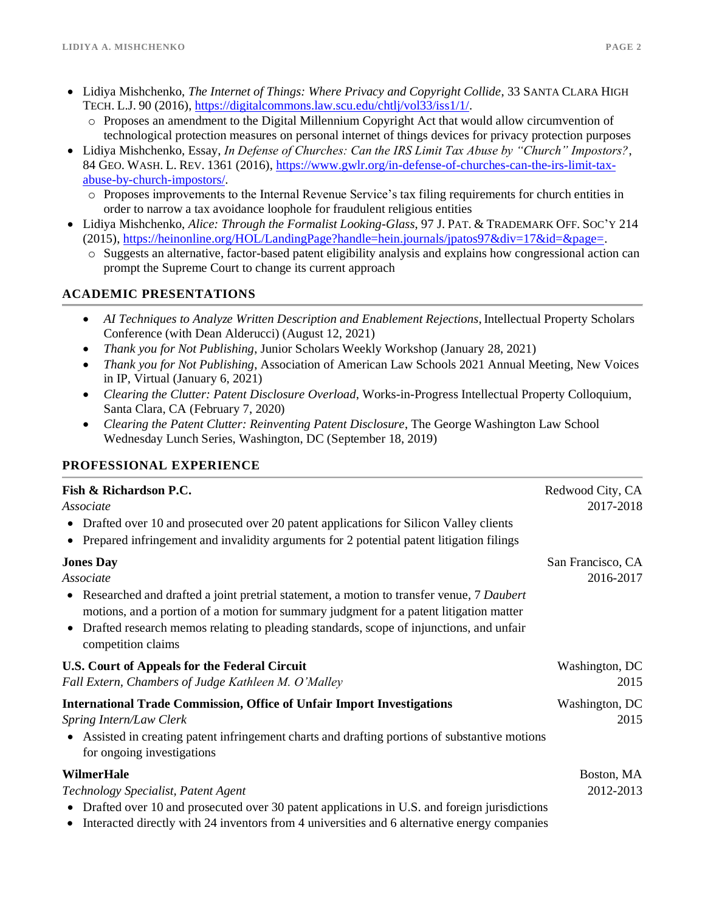- Lidiya Mishchenko, *The Internet of Things: Where Privacy and Copyright Collide*, 33 SANTA CLARA HIGH TECH. L.J. 90 (2016), https://digitalcommons.law.scu.edu/chtlj/vol33/iss1/1/.
  - Proposes an amendment to the Digital Millennium Copyright Act that would allow circumvention of technological protection measures on personal internet of things devices for privacy protection purposes
- Lidiya Mishchenko, Essay, *In Defense of Churches: Can the IRS Limit Tax Abuse by "Church" Impostors?*, 84 GEO. WASH. L. REV. 1361 (2016), https://www.gwlr.org/in-defense-of-churches-can-the-irs-limit-tax-abuse-by-church-impostors/.
  - Proposes improvements to the Internal Revenue Service's tax filing requirements for church entities in order to narrow a tax avoidance loophole for fraudulent religious entities
- Lidiya Mishchenko, *Alice: Through the Formalist Looking-Glass*, 97 J. PAT. & TRADEMARK OFF. SOC'Y 214 (2015), https://heinonline.org/HOL/LandingPage?handle=hein.journals/jpatos97&div=17&id=&page=.
  - Suggests an alternative, factor-based patent eligibility analysis and explains how congressional action can prompt the Supreme Court to change its current approach

## ACADEMIC PRESENTATIONS

- *AI Techniques to Analyze Written Description and Enablement Rejections*, Intellectual Property Scholars Conference (with Dean Alderucci) (August 12, 2021)
- *Thank you for Not Publishing*, Junior Scholars Weekly Workshop (January 28, 2021)
- *Thank you for Not Publishing*, Association of American Law Schools 2021 Annual Meeting, New Voices in IP, Virtual (January 6, 2021)
- *Clearing the Clutter: Patent Disclosure Overload*, Works-in-Progress Intellectual Property Colloquium, Santa Clara, CA (February 7, 2020)
- *Clearing the Patent Clutter: Reinventing Patent Disclosure*, The George Washington Law School Wednesday Lunch Series, Washington, DC (September 18, 2019)

## PROFESSIONAL EXPERIENCE

**Fish & Richardson P.C.** — Redwood City, CA
*Associate* — 2017-2018

- Drafted over 10 and prosecuted over 20 patent applications for Silicon Valley clients
- Prepared infringement and invalidity arguments for 2 potential patent litigation filings

**Jones Day** — San Francisco, CA
*Associate* — 2016-2017

- Researched and drafted a joint pretrial statement, a motion to transfer venue, 7 *Daubert* motions, and a portion of a motion for summary judgment for a patent litigation matter
- Drafted research memos relating to pleading standards, scope of injunctions, and unfair competition claims

**U.S. Court of Appeals for the Federal Circuit** — Washington, DC
*Fall Extern, Chambers of Judge Kathleen M. O'Malley* — 2015

**International Trade Commission, Office of Unfair Import Investigations** — Washington, DC
*Spring Intern/Law Clerk* — 2015

- Assisted in creating patent infringement charts and drafting portions of substantive motions for ongoing investigations

**WilmerHale** — Boston, MA
*Technology Specialist, Patent Agent* — 2012-2013

- Drafted over 10 and prosecuted over 30 patent applications in U.S. and foreign jurisdictions
- Interacted directly with 24 inventors from 4 universities and 6 alternative energy companies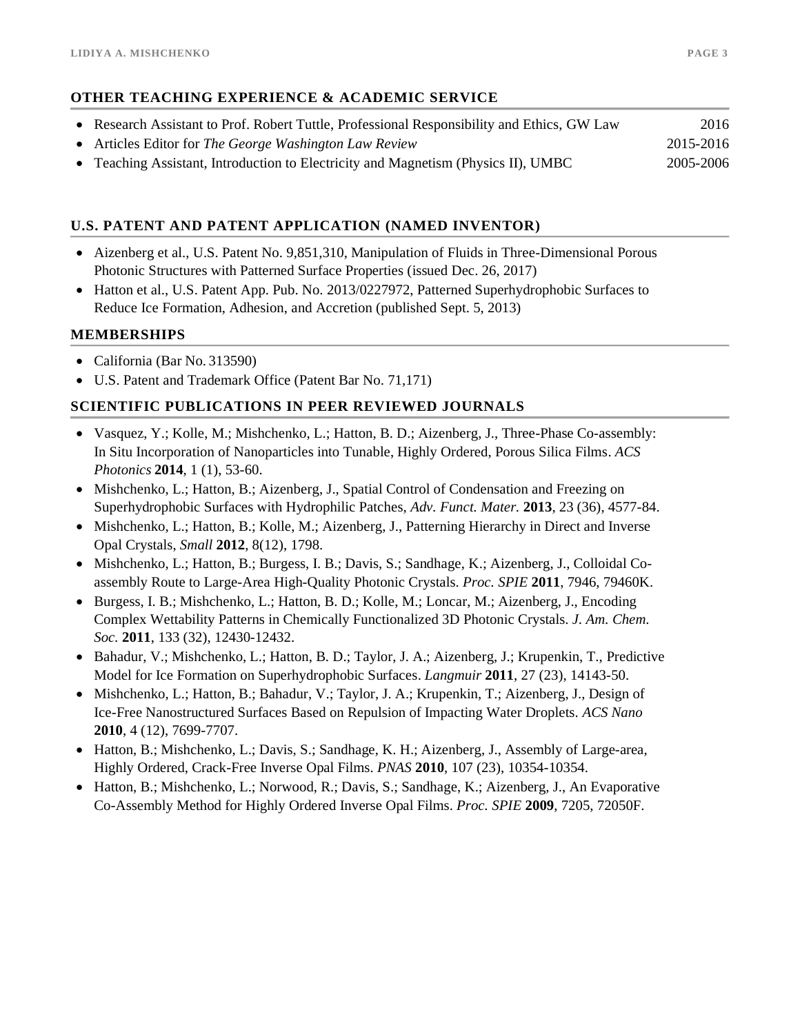## OTHER TEACHING EXPERIENCE & ACADEMIC SERVICE

- Research Assistant to Prof. Robert Tuttle, Professional Responsibility and Ethics, GW Law — 2016
- Articles Editor for *The George Washington Law Review* — 2015-2016
- Teaching Assistant, Introduction to Electricity and Magnetism (Physics II), UMBC — 2005-2006

## U.S. PATENT AND PATENT APPLICATION (NAMED INVENTOR)

- Aizenberg et al., U.S. Patent No. 9,851,310, Manipulation of Fluids in Three-Dimensional Porous Photonic Structures with Patterned Surface Properties (issued Dec. 26, 2017)
- Hatton et al., U.S. Patent App. Pub. No. 2013/0227972, Patterned Superhydrophobic Surfaces to Reduce Ice Formation, Adhesion, and Accretion (published Sept. 5, 2013)

## MEMBERSHIPS

- California (Bar No. 313590)
- U.S. Patent and Trademark Office (Patent Bar No. 71,171)

## SCIENTIFIC PUBLICATIONS IN PEER REVIEWED JOURNALS

- Vasquez, Y.; Kolle, M.; Mishchenko, L.; Hatton, B. D.; Aizenberg, J., Three-Phase Co-assembly: In Situ Incorporation of Nanoparticles into Tunable, Highly Ordered, Porous Silica Films. *ACS Photonics* **2014**, 1 (1), 53-60.
- Mishchenko, L.; Hatton, B.; Aizenberg, J., Spatial Control of Condensation and Freezing on Superhydrophobic Surfaces with Hydrophilic Patches, *Adv. Funct. Mater.* **2013**, 23 (36), 4577-84.
- Mishchenko, L.; Hatton, B.; Kolle, M.; Aizenberg, J., Patterning Hierarchy in Direct and Inverse Opal Crystals, *Small* **2012**, 8(12), 1798.
- Mishchenko, L.; Hatton, B.; Burgess, I. B.; Davis, S.; Sandhage, K.; Aizenberg, J., Colloidal Co-assembly Route to Large-Area High-Quality Photonic Crystals. *Proc. SPIE* **2011**, 7946, 79460K.
- Burgess, I. B.; Mishchenko, L.; Hatton, B. D.; Kolle, M.; Loncar, M.; Aizenberg, J., Encoding Complex Wettability Patterns in Chemically Functionalized 3D Photonic Crystals. *J. Am. Chem. Soc.* **2011**, 133 (32), 12430-12432.
- Bahadur, V.; Mishchenko, L.; Hatton, B. D.; Taylor, J. A.; Aizenberg, J.; Krupenkin, T., Predictive Model for Ice Formation on Superhydrophobic Surfaces. *Langmuir* **2011**, 27 (23), 14143-50.
- Mishchenko, L.; Hatton, B.; Bahadur, V.; Taylor, J. A.; Krupenkin, T.; Aizenberg, J., Design of Ice-Free Nanostructured Surfaces Based on Repulsion of Impacting Water Droplets. *ACS Nano* **2010**, 4 (12), 7699-7707.
- Hatton, B.; Mishchenko, L.; Davis, S.; Sandhage, K. H.; Aizenberg, J., Assembly of Large-area, Highly Ordered, Crack-Free Inverse Opal Films. *PNAS* **2010**, 107 (23), 10354-10354.
- Hatton, B.; Mishchenko, L.; Norwood, R.; Davis, S.; Sandhage, K.; Aizenberg, J., An Evaporative Co-Assembly Method for Highly Ordered Inverse Opal Films. *Proc. SPIE* **2009**, 7205, 72050F.